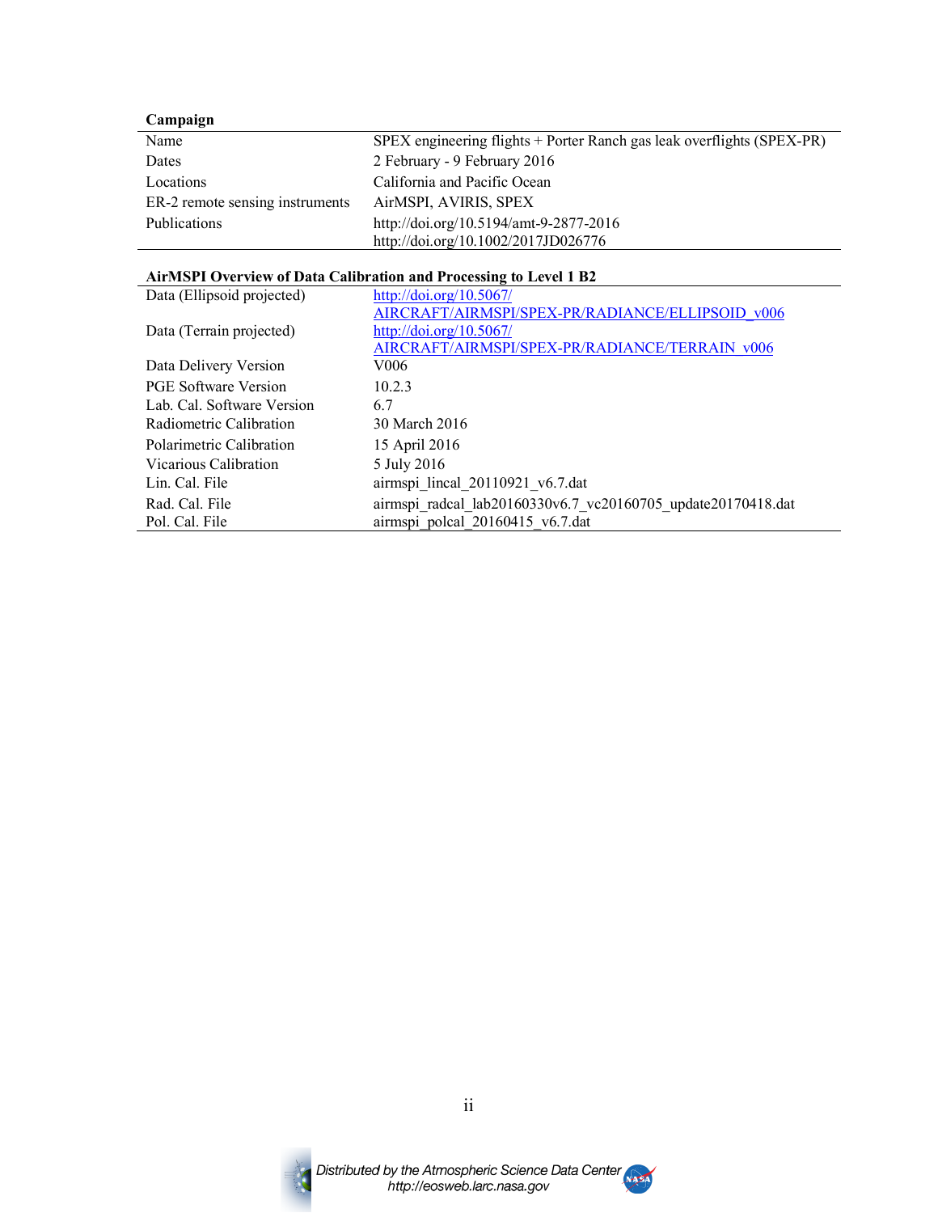| **Campaign** | |
|---|---|
| Name | SPEX engineering flights + Porter Ranch gas leak overflights (SPEX-PR) |
| Dates | 2 February - 9 February 2016 |
| Locations | California and Pacific Ocean |
| ER-2 remote sensing instruments | AirMSPI, AVIRIS, SPEX |
| Publications | http://doi.org/10.5194/amt-9-2877-2016<br>http://doi.org/10.1002/2017JD026776 |

| **AirMSPI Overview of Data Calibration and Processing to Level 1 B2** | |
|---|---|
| Data (Ellipsoid projected) | http://doi.org/10.5067/AIRCRAFT/AIRMSPI/SPEX-PR/RADIANCE/ELLIPSOID_v006 |
| Data (Terrain projected) | http://doi.org/10.5067/AIRCRAFT/AIRMSPI/SPEX-PR/RADIANCE/TERRAIN_v006 |
| Data Delivery Version | V006 |
| PGE Software Version | 10.2.3 |
| Lab. Cal. Software Version | 6.7 |
| Radiometric Calibration | 30 March 2016 |
| Polarimetric Calibration | 15 April 2016 |
| Vicarious Calibration | 5 July 2016 |
| Lin. Cal. File | airmspi_lincal_20110921_v6.7.dat |
| Rad. Cal. File | airmspi_radcal_lab20160330v6.7_vc20160705_update20170418.dat |
| Pol. Cal. File | airmspi_polcal_20160415_v6.7.dat |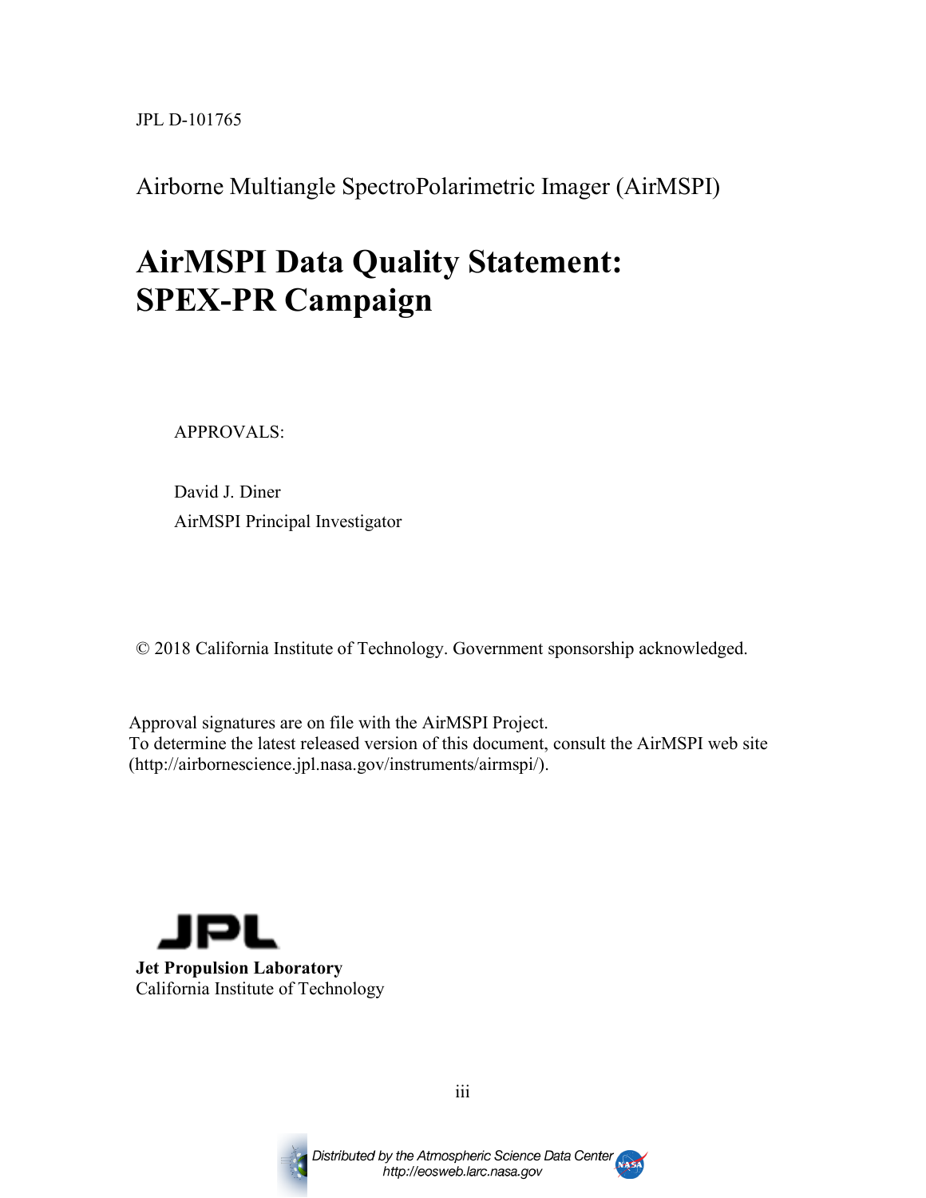JPL D-101765

Airborne Multiangle SpectroPolarimetric Imager (AirMSPI)

# AirMSPI Data Quality Statement: SPEX-PR Campaign

APPROVALS:

David J. Diner
AirMSPI Principal Investigator

© 2018 California Institute of Technology. Government sponsorship acknowledged.

Approval signatures are on file with the AirMSPI Project.
To determine the latest released version of this document, consult the AirMSPI web site (http://airbornescience.jpl.nasa.gov/instruments/airmspi/).

JPL

**Jet Propulsion Laboratory**
California Institute of Technology

*Distributed by the Atmospheric Science Data Center*
*http://eosweb.larc.nasa.gov*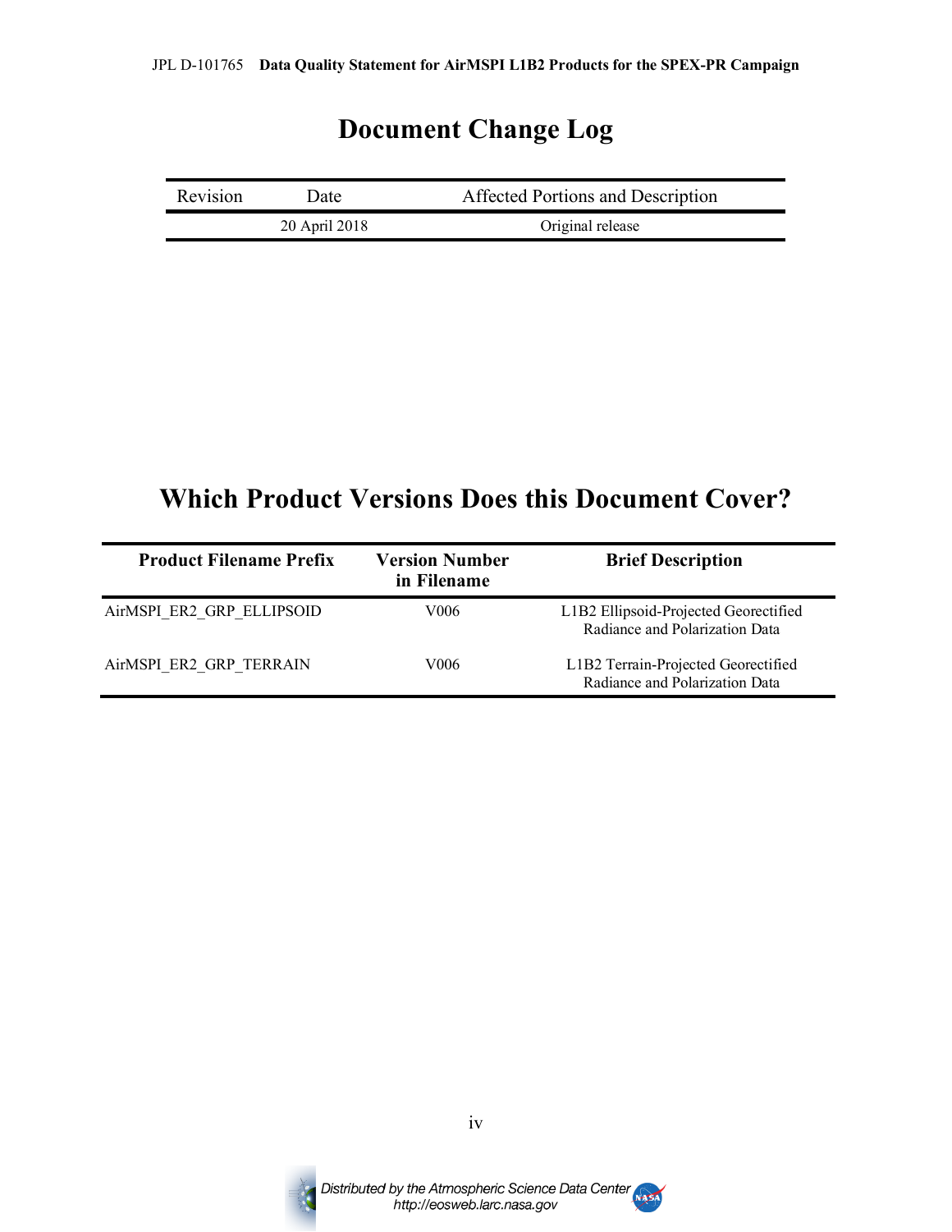# Document Change Log

| Revision | Date | Affected Portions and Description |
| --- | --- | --- |
| | 20 April 2018 | Original release |

# Which Product Versions Does this Document Cover?

| Product Filename Prefix | Version Number in Filename | Brief Description |
| --- | --- | --- |
| AirMSPI_ER2_GRP_ELLIPSOID | V006 | L1B2 Ellipsoid-Projected Georectified Radiance and Polarization Data |
| AirMSPI_ER2_GRP_TERRAIN | V006 | L1B2 Terrain-Projected Georectified Radiance and Polarization Data |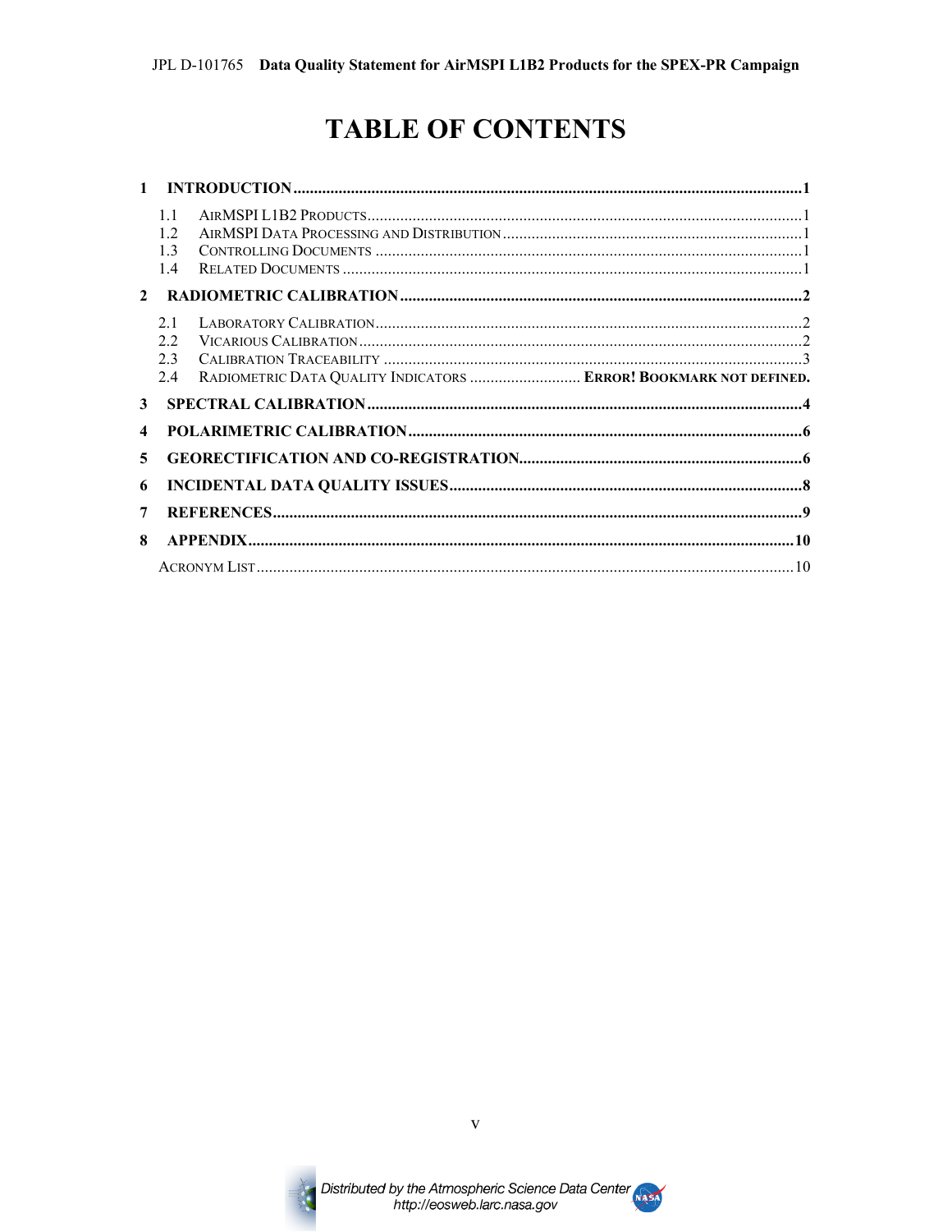# TABLE OF CONTENTS

1 INTRODUCTION .......... 1
- 1.1 AirMSPI L1B2 Products .......... 1
- 1.2 AirMSPI Data Processing and Distribution .......... 1
- 1.3 Controlling Documents .......... 1
- 1.4 Related Documents .......... 1

2 RADIOMETRIC CALIBRATION .......... 2
- 2.1 Laboratory Calibration .......... 2
- 2.2 Vicarious Calibration .......... 2
- 2.3 Calibration Traceability .......... 3
- 2.4 Radiometric Data Quality Indicators .......... **Error! Bookmark not defined.**

3 SPECTRAL CALIBRATION .......... 4

4 POLARIMETRIC CALIBRATION .......... 6

5 GEORECTIFICATION AND CO-REGISTRATION .......... 6

6 INCIDENTAL DATA QUALITY ISSUES .......... 8

7 REFERENCES .......... 9

8 APPENDIX .......... 10
- Acronym List .......... 10

Distributed by the Atmospheric Science Data Center
http://eosweb.larc.nasa.gov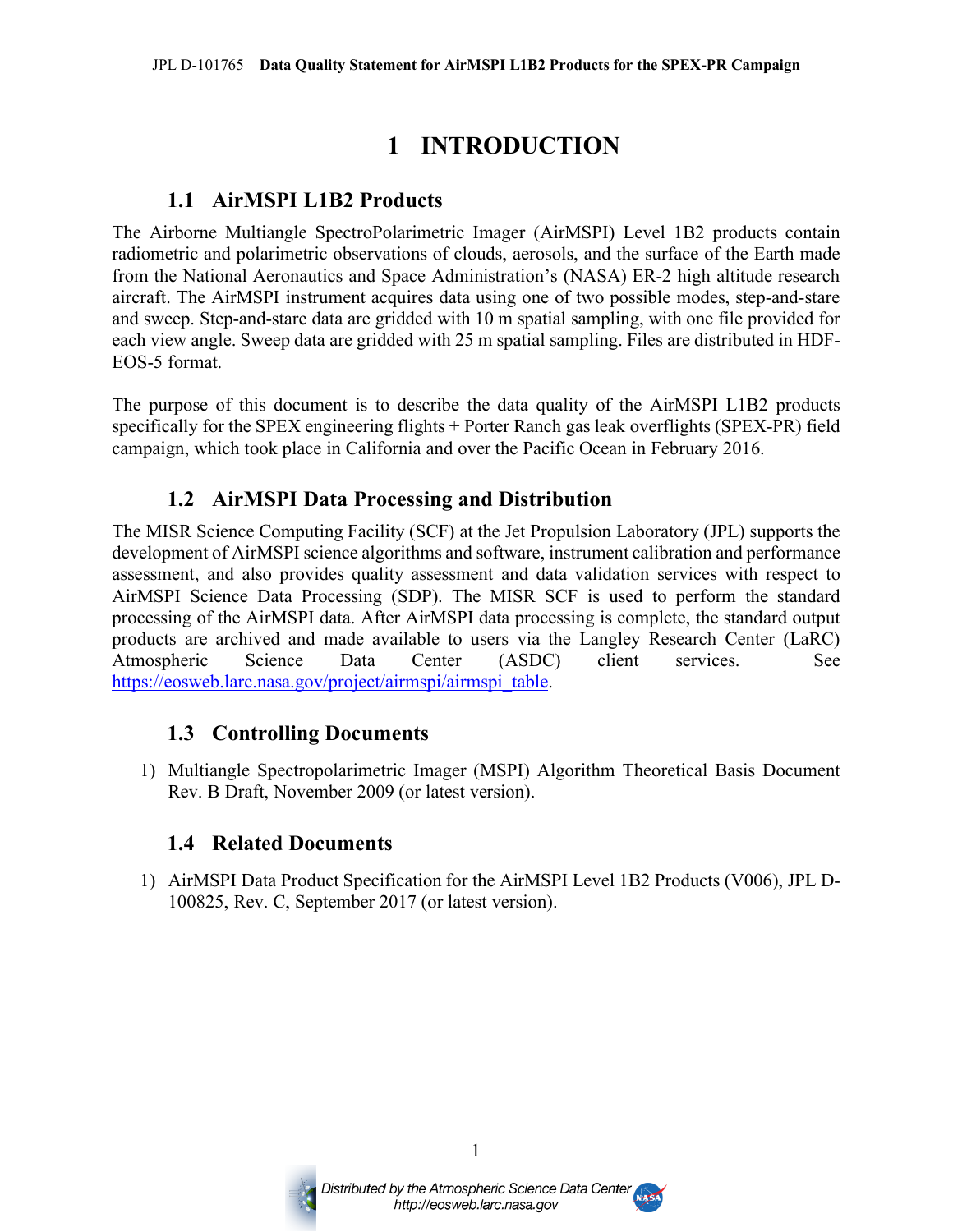# 1 INTRODUCTION

## 1.1 AirMSPI L1B2 Products

The Airborne Multiangle SpectroPolarimetric Imager (AirMSPI) Level 1B2 products contain radiometric and polarimetric observations of clouds, aerosols, and the surface of the Earth made from the National Aeronautics and Space Administration's (NASA) ER-2 high altitude research aircraft. The AirMSPI instrument acquires data using one of two possible modes, step-and-stare and sweep. Step-and-stare data are gridded with 10 m spatial sampling, with one file provided for each view angle. Sweep data are gridded with 25 m spatial sampling. Files are distributed in HDF-EOS-5 format.

The purpose of this document is to describe the data quality of the AirMSPI L1B2 products specifically for the SPEX engineering flights + Porter Ranch gas leak overflights (SPEX-PR) field campaign, which took place in California and over the Pacific Ocean in February 2016.

## 1.2 AirMSPI Data Processing and Distribution

The MISR Science Computing Facility (SCF) at the Jet Propulsion Laboratory (JPL) supports the development of AirMSPI science algorithms and software, instrument calibration and performance assessment, and also provides quality assessment and data validation services with respect to AirMSPI Science Data Processing (SDP). The MISR SCF is used to perform the standard processing of the AirMSPI data. After AirMSPI data processing is complete, the standard output products are archived and made available to users via the Langley Research Center (LaRC) Atmospheric Science Data Center (ASDC) client services. See https://eosweb.larc.nasa.gov/project/airmspi/airmspi_table.

## 1.3 Controlling Documents

1) Multiangle Spectropolarimetric Imager (MSPI) Algorithm Theoretical Basis Document Rev. B Draft, November 2009 (or latest version).

## 1.4 Related Documents

1) AirMSPI Data Product Specification for the AirMSPI Level 1B2 Products (V006), JPL D-100825, Rev. C, September 2017 (or latest version).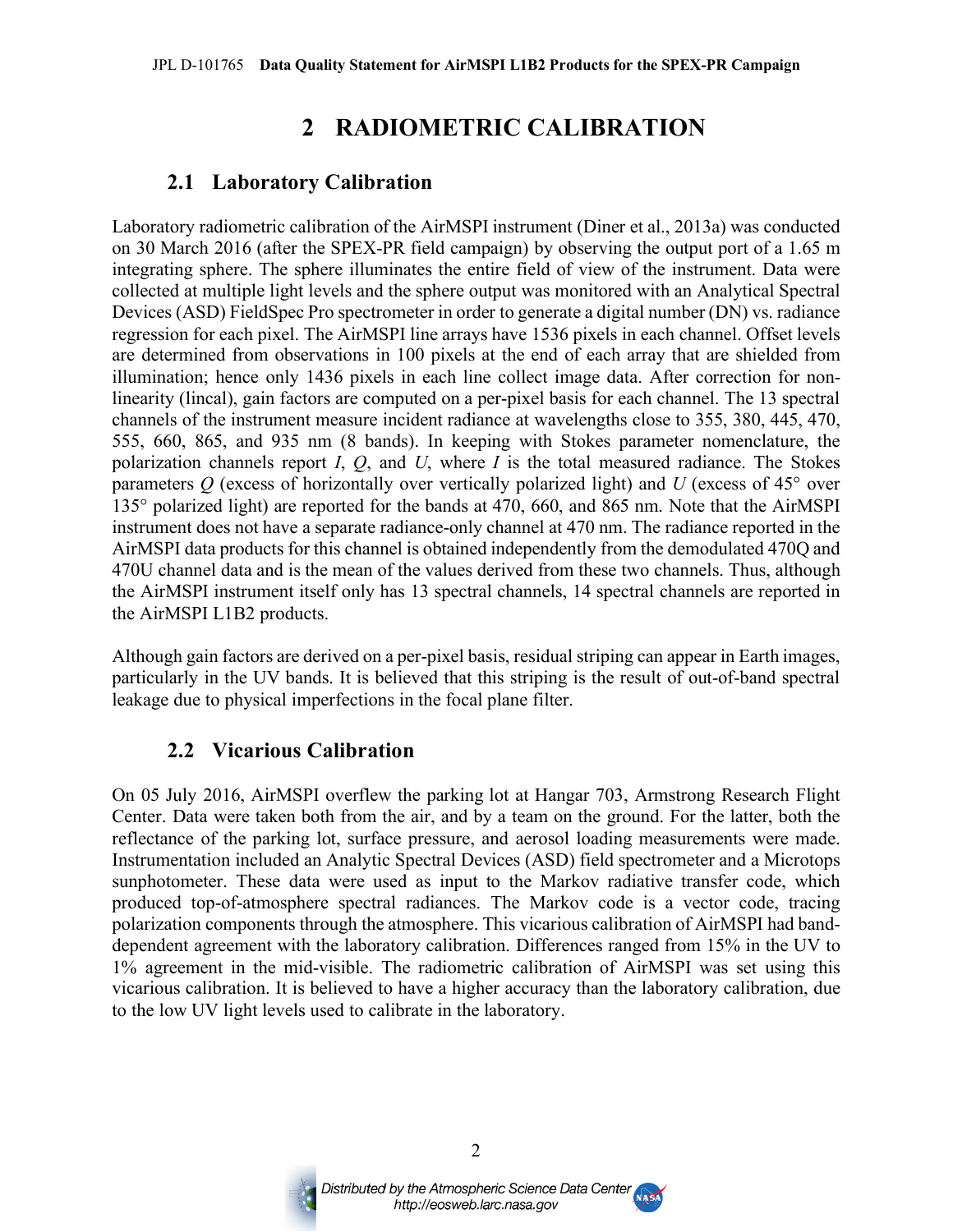# 2 RADIOMETRIC CALIBRATION

## 2.1 Laboratory Calibration

Laboratory radiometric calibration of the AirMSPI instrument (Diner et al., 2013a) was conducted on 30 March 2016 (after the SPEX-PR field campaign) by observing the output port of a 1.65 m integrating sphere. The sphere illuminates the entire field of view of the instrument. Data were collected at multiple light levels and the sphere output was monitored with an Analytical Spectral Devices (ASD) FieldSpec Pro spectrometer in order to generate a digital number (DN) vs. radiance regression for each pixel. The AirMSPI line arrays have 1536 pixels in each channel. Offset levels are determined from observations in 100 pixels at the end of each array that are shielded from illumination; hence only 1436 pixels in each line collect image data. After correction for non-linearity (lincal), gain factors are computed on a per-pixel basis for each channel. The 13 spectral channels of the instrument measure incident radiance at wavelengths close to 355, 380, 445, 470, 555, 660, 865, and 935 nm (8 bands). In keeping with Stokes parameter nomenclature, the polarization channels report *I*, *Q*, and *U*, where *I* is the total measured radiance. The Stokes parameters *Q* (excess of horizontally over vertically polarized light) and *U* (excess of 45° over 135° polarized light) are reported for the bands at 470, 660, and 865 nm. Note that the AirMSPI instrument does not have a separate radiance-only channel at 470 nm. The radiance reported in the AirMSPI data products for this channel is obtained independently from the demodulated 470Q and 470U channel data and is the mean of the values derived from these two channels. Thus, although the AirMSPI instrument itself only has 13 spectral channels, 14 spectral channels are reported in the AirMSPI L1B2 products.

Although gain factors are derived on a per-pixel basis, residual striping can appear in Earth images, particularly in the UV bands. It is believed that this striping is the result of out-of-band spectral leakage due to physical imperfections in the focal plane filter.

## 2.2 Vicarious Calibration

On 05 July 2016, AirMSPI overflew the parking lot at Hangar 703, Armstrong Research Flight Center. Data were taken both from the air, and by a team on the ground. For the latter, both the reflectance of the parking lot, surface pressure, and aerosol loading measurements were made. Instrumentation included an Analytic Spectral Devices (ASD) field spectrometer and a Microtops sunphotometer. These data were used as input to the Markov radiative transfer code, which produced top-of-atmosphere spectral radiances. The Markov code is a vector code, tracing polarization components through the atmosphere. This vicarious calibration of AirMSPI had band-dependent agreement with the laboratory calibration. Differences ranged from 15% in the UV to 1% agreement in the mid-visible. The radiometric calibration of AirMSPI was set using this vicarious calibration. It is believed to have a higher accuracy than the laboratory calibration, due to the low UV light levels used to calibrate in the laboratory.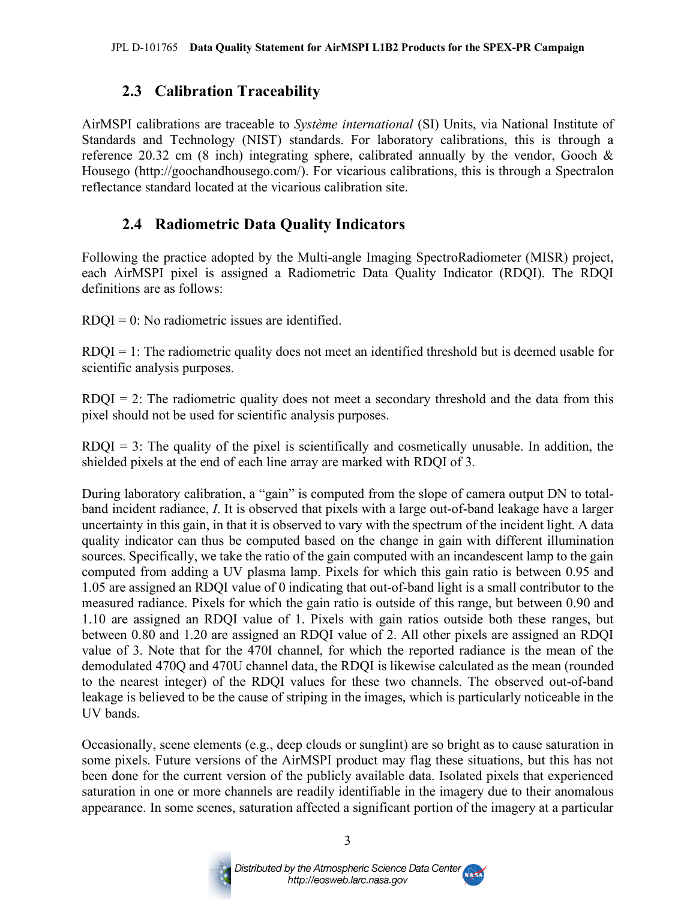## 2.3 Calibration Traceability

AirMSPI calibrations are traceable to *Système international* (SI) Units, via National Institute of Standards and Technology (NIST) standards. For laboratory calibrations, this is through a reference 20.32 cm (8 inch) integrating sphere, calibrated annually by the vendor, Gooch & Housego (http://goochandhousego.com/). For vicarious calibrations, this is through a Spectralon reflectance standard located at the vicarious calibration site.

## 2.4 Radiometric Data Quality Indicators

Following the practice adopted by the Multi-angle Imaging SpectroRadiometer (MISR) project, each AirMSPI pixel is assigned a Radiometric Data Quality Indicator (RDQI). The RDQI definitions are as follows:

RDQI = 0: No radiometric issues are identified.

RDQI = 1: The radiometric quality does not meet an identified threshold but is deemed usable for scientific analysis purposes.

RDQI = 2: The radiometric quality does not meet a secondary threshold and the data from this pixel should not be used for scientific analysis purposes.

RDQI = 3: The quality of the pixel is scientifically and cosmetically unusable. In addition, the shielded pixels at the end of each line array are marked with RDQI of 3.

During laboratory calibration, a "gain" is computed from the slope of camera output DN to total-band incident radiance, $I$. It is observed that pixels with a large out-of-band leakage have a larger uncertainty in this gain, in that it is observed to vary with the spectrum of the incident light. A data quality indicator can thus be computed based on the change in gain with different illumination sources. Specifically, we take the ratio of the gain computed with an incandescent lamp to the gain computed from adding a UV plasma lamp. Pixels for which this gain ratio is between 0.95 and 1.05 are assigned an RDQI value of 0 indicating that out-of-band light is a small contributor to the measured radiance. Pixels for which the gain ratio is outside of this range, but between 0.90 and 1.10 are assigned an RDQI value of 1. Pixels with gain ratios outside both these ranges, but between 0.80 and 1.20 are assigned an RDQI value of 2. All other pixels are assigned an RDQI value of 3. Note that for the 470I channel, for which the reported radiance is the mean of the demodulated 470Q and 470U channel data, the RDQI is likewise calculated as the mean (rounded to the nearest integer) of the RDQI values for these two channels. The observed out-of-band leakage is believed to be the cause of striping in the images, which is particularly noticeable in the UV bands.

Occasionally, scene elements (e.g., deep clouds or sunglint) are so bright as to cause saturation in some pixels. Future versions of the AirMSPI product may flag these situations, but this has not been done for the current version of the publicly available data. Isolated pixels that experienced saturation in one or more channels are readily identifiable in the imagery due to their anomalous appearance. In some scenes, saturation affected a significant portion of the imagery at a particular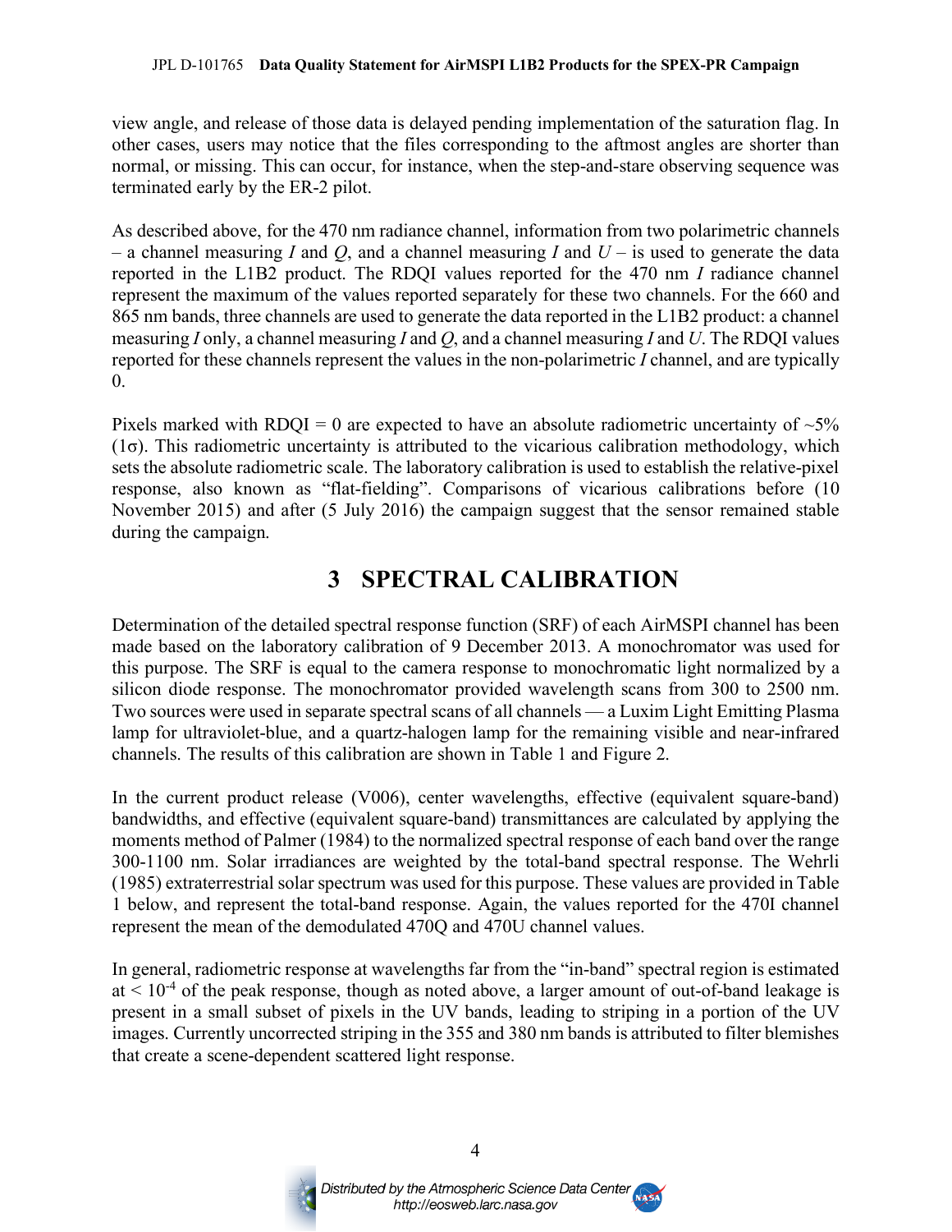view angle, and release of those data is delayed pending implementation of the saturation flag. In other cases, users may notice that the files corresponding to the aftmost angles are shorter than normal, or missing. This can occur, for instance, when the step-and-stare observing sequence was terminated early by the ER-2 pilot.

As described above, for the 470 nm radiance channel, information from two polarimetric channels – a channel measuring $I$ and $Q$, and a channel measuring $I$ and $U$ – is used to generate the data reported in the L1B2 product. The RDQI values reported for the 470 nm $I$ radiance channel represent the maximum of the values reported separately for these two channels. For the 660 and 865 nm bands, three channels are used to generate the data reported in the L1B2 product: a channel measuring $I$ only, a channel measuring $I$ and $Q$, and a channel measuring $I$ and $U$. The RDQI values reported for these channels represent the values in the non-polarimetric $I$ channel, and are typically 0.

Pixels marked with RDQI = 0 are expected to have an absolute radiometric uncertainty of ~5% ($1\sigma$). This radiometric uncertainty is attributed to the vicarious calibration methodology, which sets the absolute radiometric scale. The laboratory calibration is used to establish the relative-pixel response, also known as "flat-fielding". Comparisons of vicarious calibrations before (10 November 2015) and after (5 July 2016) the campaign suggest that the sensor remained stable during the campaign.

# 3 SPECTRAL CALIBRATION

Determination of the detailed spectral response function (SRF) of each AirMSPI channel has been made based on the laboratory calibration of 9 December 2013. A monochromator was used for this purpose. The SRF is equal to the camera response to monochromatic light normalized by a silicon diode response. The monochromator provided wavelength scans from 300 to 2500 nm. Two sources were used in separate spectral scans of all channels — a Luxim Light Emitting Plasma lamp for ultraviolet-blue, and a quartz-halogen lamp for the remaining visible and near-infrared channels. The results of this calibration are shown in Table 1 and Figure 2.

In the current product release (V006), center wavelengths, effective (equivalent square-band) bandwidths, and effective (equivalent square-band) transmittances are calculated by applying the moments method of Palmer (1984) to the normalized spectral response of each band over the range 300-1100 nm. Solar irradiances are weighted by the total-band spectral response. The Wehrli (1985) extraterrestrial solar spectrum was used for this purpose. These values are provided in Table 1 below, and represent the total-band response. Again, the values reported for the 470I channel represent the mean of the demodulated 470Q and 470U channel values.

In general, radiometric response at wavelengths far from the "in-band" spectral region is estimated at $< 10^{-4}$ of the peak response, though as noted above, a larger amount of out-of-band leakage is present in a small subset of pixels in the UV bands, leading to striping in a portion of the UV images. Currently uncorrected striping in the 355 and 380 nm bands is attributed to filter blemishes that create a scene-dependent scattered light response.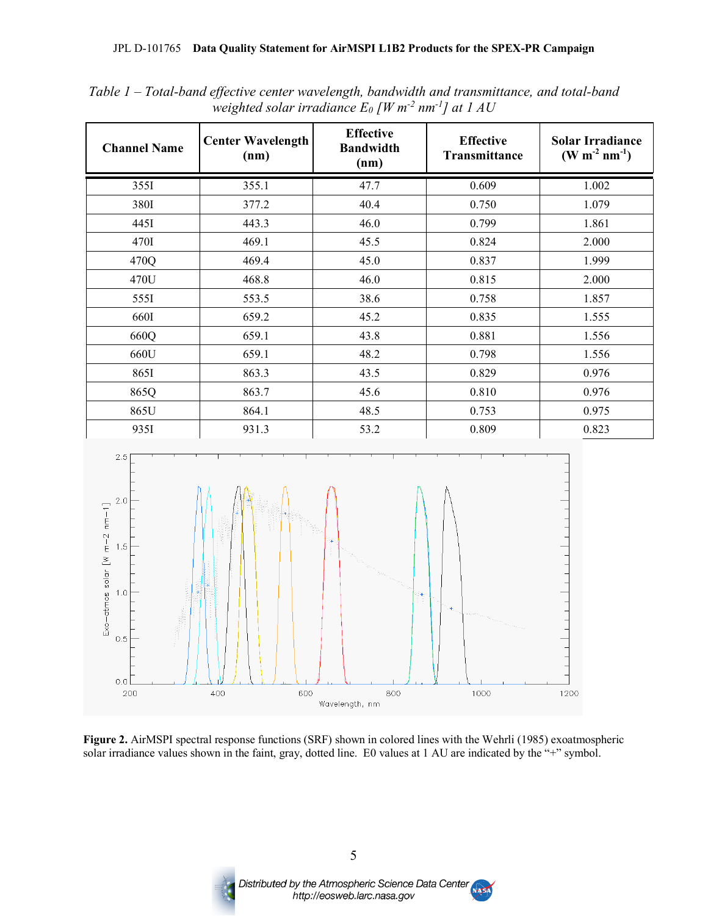*Table 1 – Total-band effective center wavelength, bandwidth and transmittance, and total-band weighted solar irradiance $E_0$ [W m$^{-2}$ nm$^{-1}$] at 1 AU*

| Channel Name | Center Wavelength (nm) | Effective Bandwidth (nm) | Effective Transmittance | Solar Irradiance (W m$^{-2}$ nm$^{-1}$) |
|---|---|---|---|---|
| 355I | 355.1 | 47.7 | 0.609 | 1.002 |
| 380I | 377.2 | 40.4 | 0.750 | 1.079 |
| 445I | 443.3 | 46.0 | 0.799 | 1.861 |
| 470I | 469.1 | 45.5 | 0.824 | 2.000 |
| 470Q | 469.4 | 45.0 | 0.837 | 1.999 |
| 470U | 468.8 | 46.0 | 0.815 | 2.000 |
| 555I | 553.5 | 38.6 | 0.758 | 1.857 |
| 660I | 659.2 | 45.2 | 0.835 | 1.555 |
| 660Q | 659.1 | 43.8 | 0.881 | 1.556 |
| 660U | 659.1 | 48.2 | 0.798 | 1.556 |
| 865I | 863.3 | 43.5 | 0.829 | 0.976 |
| 865Q | 863.7 | 45.6 | 0.810 | 0.976 |
| 865U | 864.1 | 48.5 | 0.753 | 0.975 |
| 935I | 931.3 | 53.2 | 0.809 | 0.823 |

**Figure 2.** AirMSPI spectral response functions (SRF) shown in colored lines with the Wehrli (1985) exoatmospheric solar irradiance values shown in the faint, gray, dotted line. E0 values at 1 AU are indicated by the "+" symbol.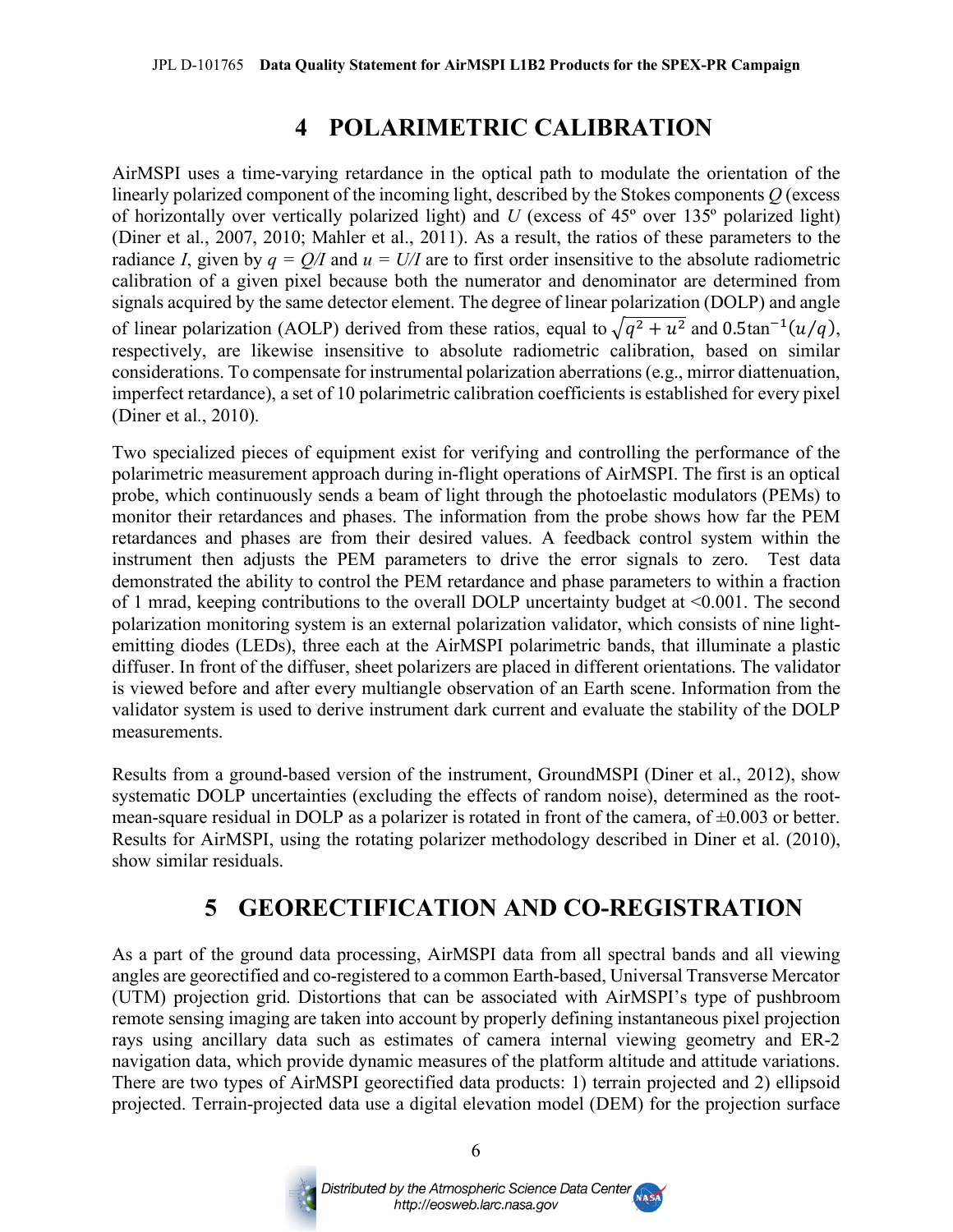# 4 POLARIMETRIC CALIBRATION

AirMSPI uses a time-varying retardance in the optical path to modulate the orientation of the linearly polarized component of the incoming light, described by the Stokes components $Q$ (excess of horizontally over vertically polarized light) and $U$ (excess of 45º over 135º polarized light) (Diner et al., 2007, 2010; Mahler et al., 2011). As a result, the ratios of these parameters to the radiance $I$, given by $q = Q/I$ and $u = U/I$ are to first order insensitive to the absolute radiometric calibration of a given pixel because both the numerator and denominator are determined from signals acquired by the same detector element. The degree of linear polarization (DOLP) and angle of linear polarization (AOLP) derived from these ratios, equal to $\sqrt{q^2 + u^2}$ and $0.5\tan^{-1}(u/q)$, respectively, are likewise insensitive to absolute radiometric calibration, based on similar considerations. To compensate for instrumental polarization aberrations (e.g., mirror diattenuation, imperfect retardance), a set of 10 polarimetric calibration coefficients is established for every pixel (Diner et al., 2010).

Two specialized pieces of equipment exist for verifying and controlling the performance of the polarimetric measurement approach during in-flight operations of AirMSPI. The first is an optical probe, which continuously sends a beam of light through the photoelastic modulators (PEMs) to monitor their retardances and phases. The information from the probe shows how far the PEM retardances and phases are from their desired values. A feedback control system within the instrument then adjusts the PEM parameters to drive the error signals to zero. Test data demonstrated the ability to control the PEM retardance and phase parameters to within a fraction of 1 mrad, keeping contributions to the overall DOLP uncertainty budget at <0.001. The second polarization monitoring system is an external polarization validator, which consists of nine light-emitting diodes (LEDs), three each at the AirMSPI polarimetric bands, that illuminate a plastic diffuser. In front of the diffuser, sheet polarizers are placed in different orientations. The validator is viewed before and after every multiangle observation of an Earth scene. Information from the validator system is used to derive instrument dark current and evaluate the stability of the DOLP measurements.

Results from a ground-based version of the instrument, GroundMSPI (Diner et al., 2012), show systematic DOLP uncertainties (excluding the effects of random noise), determined as the root-mean-square residual in DOLP as a polarizer is rotated in front of the camera, of ±0.003 or better. Results for AirMSPI, using the rotating polarizer methodology described in Diner et al. (2010), show similar residuals.

# 5 GEORECTIFICATION AND CO-REGISTRATION

As a part of the ground data processing, AirMSPI data from all spectral bands and all viewing angles are georectified and co-registered to a common Earth-based, Universal Transverse Mercator (UTM) projection grid. Distortions that can be associated with AirMSPI's type of pushbroom remote sensing imaging are taken into account by properly defining instantaneous pixel projection rays using ancillary data such as estimates of camera internal viewing geometry and ER-2 navigation data, which provide dynamic measures of the platform altitude and attitude variations. There are two types of AirMSPI georectified data products: 1) terrain projected and 2) ellipsoid projected. Terrain-projected data use a digital elevation model (DEM) for the projection surface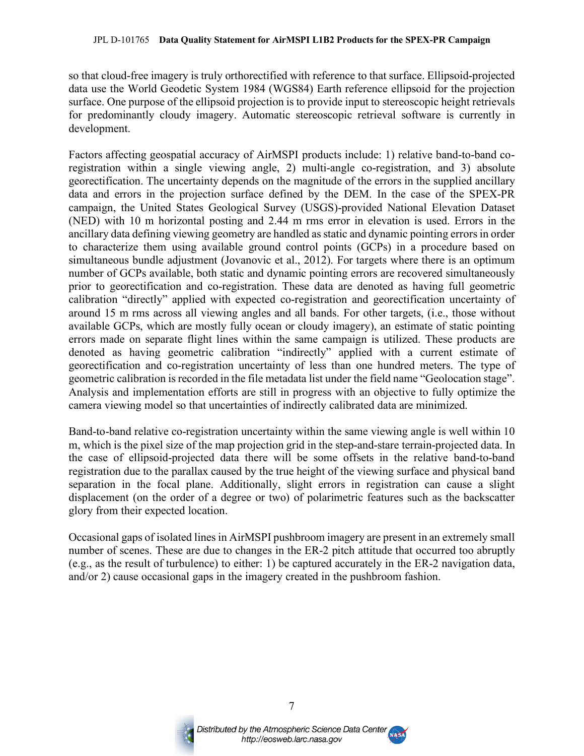so that cloud-free imagery is truly orthorectified with reference to that surface. Ellipsoid-projected data use the World Geodetic System 1984 (WGS84) Earth reference ellipsoid for the projection surface. One purpose of the ellipsoid projection is to provide input to stereoscopic height retrievals for predominantly cloudy imagery. Automatic stereoscopic retrieval software is currently in development.

Factors affecting geospatial accuracy of AirMSPI products include: 1) relative band-to-band co-registration within a single viewing angle, 2) multi-angle co-registration, and 3) absolute georectification. The uncertainty depends on the magnitude of the errors in the supplied ancillary data and errors in the projection surface defined by the DEM. In the case of the SPEX-PR campaign, the United States Geological Survey (USGS)-provided National Elevation Dataset (NED) with 10 m horizontal posting and 2.44 m rms error in elevation is used. Errors in the ancillary data defining viewing geometry are handled as static and dynamic pointing errors in order to characterize them using available ground control points (GCPs) in a procedure based on simultaneous bundle adjustment (Jovanovic et al., 2012). For targets where there is an optimum number of GCPs available, both static and dynamic pointing errors are recovered simultaneously prior to georectification and co-registration. These data are denoted as having full geometric calibration "directly" applied with expected co-registration and georectification uncertainty of around 15 m rms across all viewing angles and all bands. For other targets, (i.e., those without available GCPs, which are mostly fully ocean or cloudy imagery), an estimate of static pointing errors made on separate flight lines within the same campaign is utilized. These products are denoted as having geometric calibration "indirectly" applied with a current estimate of georectification and co-registration uncertainty of less than one hundred meters. The type of geometric calibration is recorded in the file metadata list under the field name "Geolocation stage". Analysis and implementation efforts are still in progress with an objective to fully optimize the camera viewing model so that uncertainties of indirectly calibrated data are minimized.

Band-to-band relative co-registration uncertainty within the same viewing angle is well within 10 m, which is the pixel size of the map projection grid in the step-and-stare terrain-projected data. In the case of ellipsoid-projected data there will be some offsets in the relative band-to-band registration due to the parallax caused by the true height of the viewing surface and physical band separation in the focal plane. Additionally, slight errors in registration can cause a slight displacement (on the order of a degree or two) of polarimetric features such as the backscatter glory from their expected location.

Occasional gaps of isolated lines in AirMSPI pushbroom imagery are present in an extremely small number of scenes. These are due to changes in the ER-2 pitch attitude that occurred too abruptly (e.g., as the result of turbulence) to either: 1) be captured accurately in the ER-2 navigation data, and/or 2) cause occasional gaps in the imagery created in the pushbroom fashion.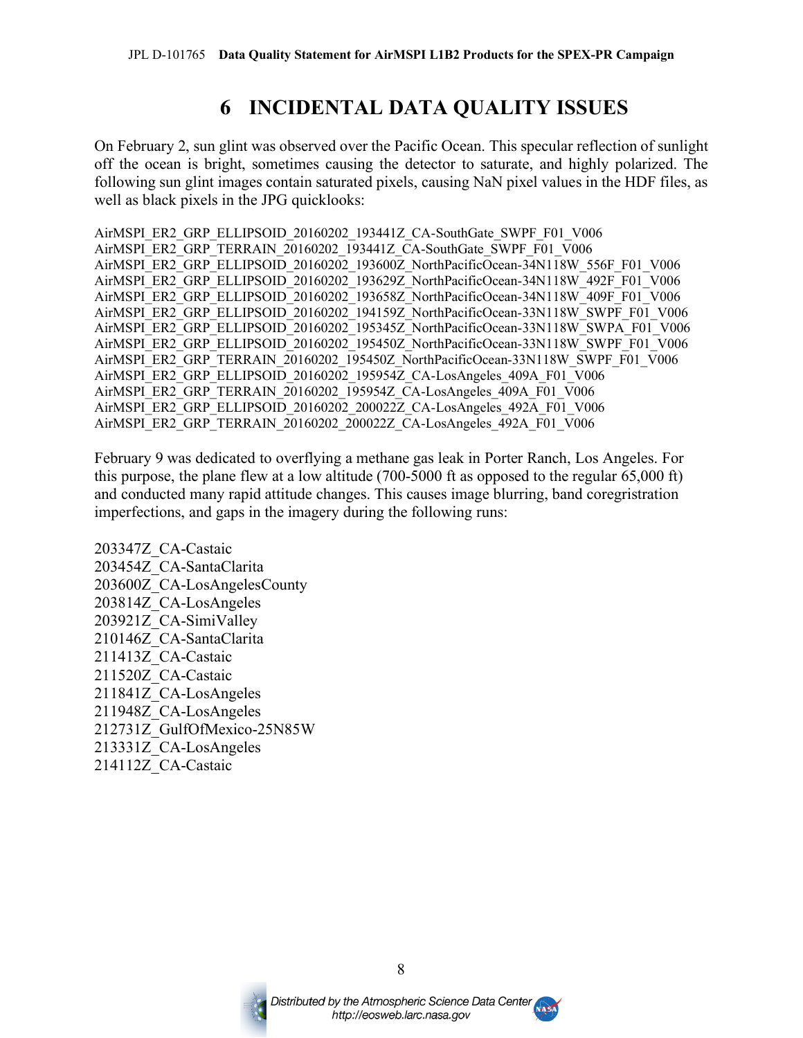# 6 INCIDENTAL DATA QUALITY ISSUES

On February 2, sun glint was observed over the Pacific Ocean. This specular reflection of sunlight off the ocean is bright, sometimes causing the detector to saturate, and highly polarized. The following sun glint images contain saturated pixels, causing NaN pixel values in the HDF files, as well as black pixels in the JPG quicklooks:

AirMSPI_ER2_GRP_ELLIPSOID_20160202_193441Z_CA-SouthGate_SWPF_F01_V006
AirMSPI_ER2_GRP_TERRAIN_20160202_193441Z_CA-SouthGate_SWPF_F01_V006
AirMSPI_ER2_GRP_ELLIPSOID_20160202_193600Z_NorthPacificOcean-34N118W_556F_F01_V006
AirMSPI_ER2_GRP_ELLIPSOID_20160202_193629Z_NorthPacificOcean-34N118W_492F_F01_V006
AirMSPI_ER2_GRP_ELLIPSOID_20160202_193658Z_NorthPacificOcean-34N118W_409F_F01_V006
AirMSPI_ER2_GRP_ELLIPSOID_20160202_194159Z_NorthPacificOcean-33N118W_SWPF_F01_V006
AirMSPI_ER2_GRP_ELLIPSOID_20160202_195345Z_NorthPacificOcean-33N118W_SWPA_F01_V006
AirMSPI_ER2_GRP_ELLIPSOID_20160202_195450Z_NorthPacificOcean-33N118W_SWPF_F01_V006
AirMSPI_ER2_GRP_TERRAIN_20160202_195450Z_NorthPacificOcean-33N118W_SWPF_F01_V006
AirMSPI_ER2_GRP_ELLIPSOID_20160202_195954Z_CA-LosAngeles_409A_F01_V006
AirMSPI_ER2_GRP_TERRAIN_20160202_195954Z_CA-LosAngeles_409A_F01_V006
AirMSPI_ER2_GRP_ELLIPSOID_20160202_200022Z_CA-LosAngeles_492A_F01_V006
AirMSPI_ER2_GRP_TERRAIN_20160202_200022Z_CA-LosAngeles_492A_F01_V006

February 9 was dedicated to overflying a methane gas leak in Porter Ranch, Los Angeles. For this purpose, the plane flew at a low altitude (700-5000 ft as opposed to the regular 65,000 ft) and conducted many rapid attitude changes. This causes image blurring, band coregristration imperfections, and gaps in the imagery during the following runs:

203347Z_CA-Castaic
203454Z_CA-SantaClarita
203600Z_CA-LosAngelesCounty
203814Z_CA-LosAngeles
203921Z_CA-SimiValley
210146Z_CA-SantaClarita
211413Z_CA-Castaic
211520Z_CA-Castaic
211841Z_CA-LosAngeles
211948Z_CA-LosAngeles
212731Z_GulfOfMexico-25N85W
213331Z_CA-LosAngeles
214112Z_CA-Castaic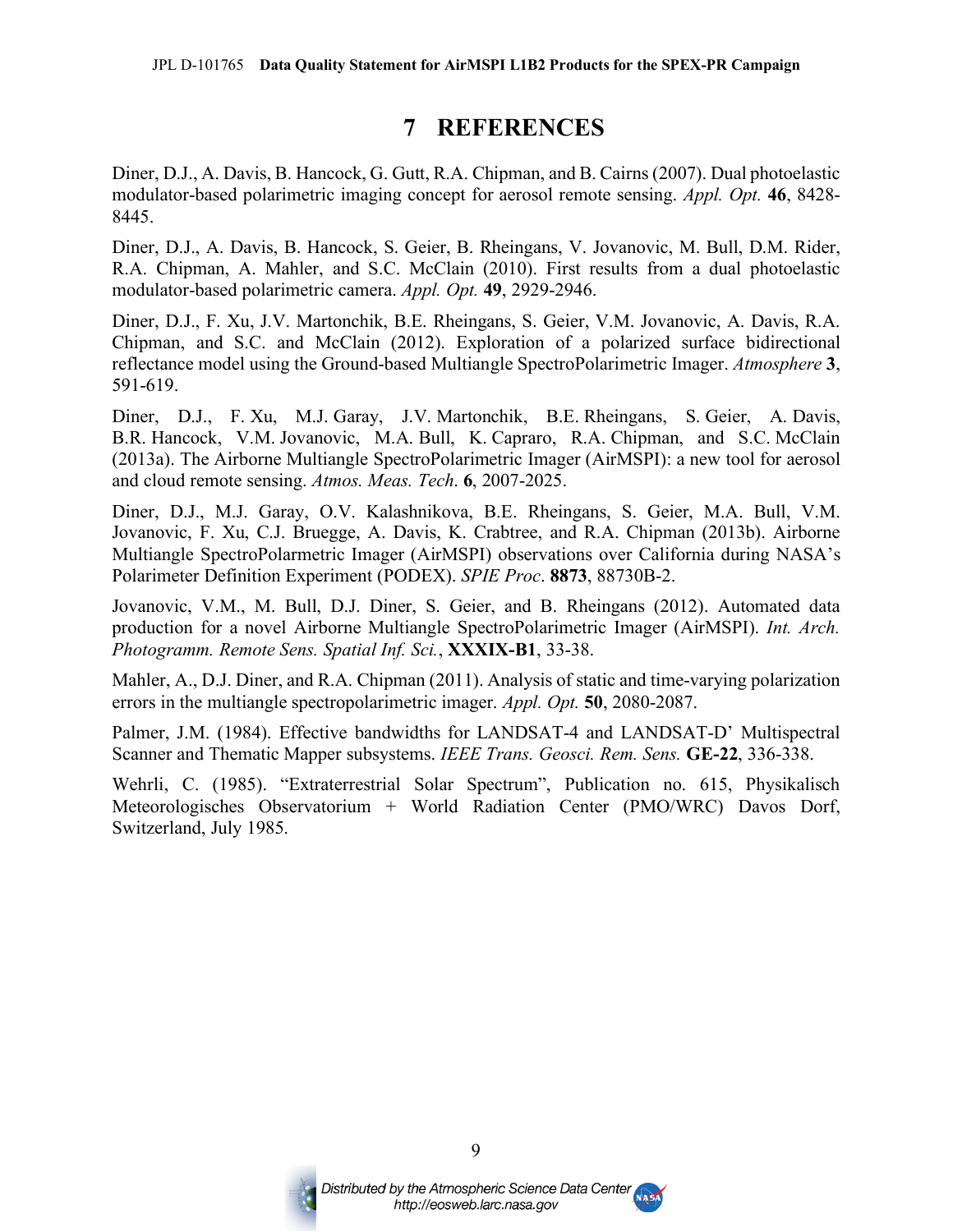# 7 REFERENCES

Diner, D.J., A. Davis, B. Hancock, G. Gutt, R.A. Chipman, and B. Cairns (2007). Dual photoelastic modulator-based polarimetric imaging concept for aerosol remote sensing. *Appl. Opt.* **46**, 8428-8445.

Diner, D.J., A. Davis, B. Hancock, S. Geier, B. Rheingans, V. Jovanovic, M. Bull, D.M. Rider, R.A. Chipman, A. Mahler, and S.C. McClain (2010). First results from a dual photoelastic modulator-based polarimetric camera. *Appl. Opt.* **49**, 2929-2946.

Diner, D.J., F. Xu, J.V. Martonchik, B.E. Rheingans, S. Geier, V.M. Jovanovic, A. Davis, R.A. Chipman, and S.C. and McClain (2012). Exploration of a polarized surface bidirectional reflectance model using the Ground-based Multiangle SpectroPolarimetric Imager. *Atmosphere* **3**, 591-619.

Diner, D.J., F. Xu, M.J. Garay, J.V. Martonchik, B.E. Rheingans, S. Geier, A. Davis, B.R. Hancock, V.M. Jovanovic, M.A. Bull, K. Capraro, R.A. Chipman, and S.C. McClain (2013a). The Airborne Multiangle SpectroPolarimetric Imager (AirMSPI): a new tool for aerosol and cloud remote sensing. *Atmos. Meas. Tech*. **6**, 2007-2025.

Diner, D.J., M.J. Garay, O.V. Kalashnikova, B.E. Rheingans, S. Geier, M.A. Bull, V.M. Jovanovic, F. Xu, C.J. Bruegge, A. Davis, K. Crabtree, and R.A. Chipman (2013b). Airborne Multiangle SpectroPolarmetric Imager (AirMSPI) observations over California during NASA's Polarimeter Definition Experiment (PODEX). *SPIE Proc*. **8873**, 88730B-2.

Jovanovic, V.M., M. Bull, D.J. Diner, S. Geier, and B. Rheingans (2012). Automated data production for a novel Airborne Multiangle SpectroPolarimetric Imager (AirMSPI). *Int. Arch. Photogramm. Remote Sens. Spatial Inf. Sci.*, **XXXIX-B1**, 33-38.

Mahler, A., D.J. Diner, and R.A. Chipman (2011). Analysis of static and time-varying polarization errors in the multiangle spectropolarimetric imager. *Appl. Opt.* **50**, 2080-2087.

Palmer, J.M. (1984). Effective bandwidths for LANDSAT-4 and LANDSAT-D' Multispectral Scanner and Thematic Mapper subsystems. *IEEE Trans. Geosci. Rem. Sens.* **GE-22**, 336-338.

Wehrli, C. (1985). "Extraterrestrial Solar Spectrum", Publication no. 615, Physikalisch Meteorologisches Observatorium + World Radiation Center (PMO/WRC) Davos Dorf, Switzerland, July 1985.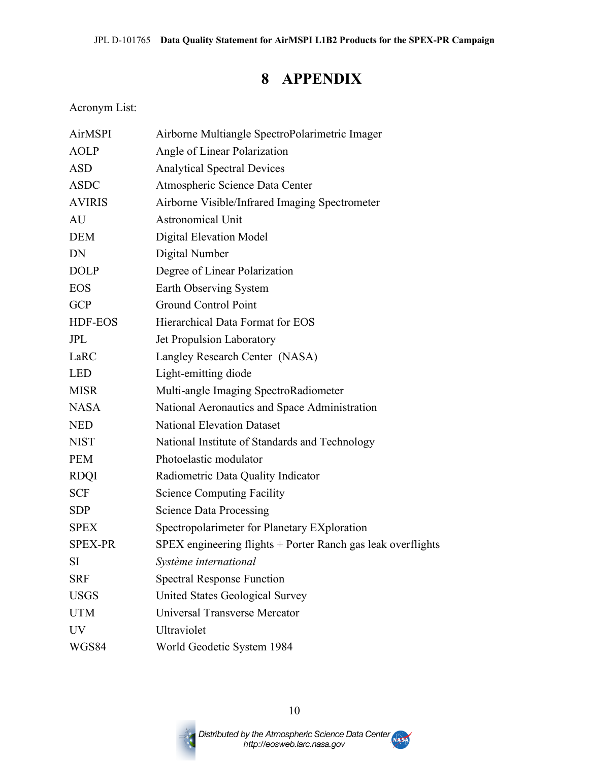# 8 APPENDIX

Acronym List:

| | |
|---|---|
| AirMSPI | Airborne Multiangle SpectroPolarimetric Imager |
| AOLP | Angle of Linear Polarization |
| ASD | Analytical Spectral Devices |
| ASDC | Atmospheric Science Data Center |
| AVIRIS | Airborne Visible/Infrared Imaging Spectrometer |
| AU | Astronomical Unit |
| DEM | Digital Elevation Model |
| DN | Digital Number |
| DOLP | Degree of Linear Polarization |
| EOS | Earth Observing System |
| GCP | Ground Control Point |
| HDF-EOS | Hierarchical Data Format for EOS |
| JPL | Jet Propulsion Laboratory |
| LaRC | Langley Research Center (NASA) |
| LED | Light-emitting diode |
| MISR | Multi-angle Imaging SpectroRadiometer |
| NASA | National Aeronautics and Space Administration |
| NED | National Elevation Dataset |
| NIST | National Institute of Standards and Technology |
| PEM | Photoelastic modulator |
| RDQI | Radiometric Data Quality Indicator |
| SCF | Science Computing Facility |
| SDP | Science Data Processing |
| SPEX | Spectropolarimeter for Planetary EXploration |
| SPEX-PR | SPEX engineering flights + Porter Ranch gas leak overflights |
| SI | *Système international* |
| SRF | Spectral Response Function |
| USGS | United States Geological Survey |
| UTM | Universal Transverse Mercator |
| UV | Ultraviolet |
| WGS84 | World Geodetic System 1984 |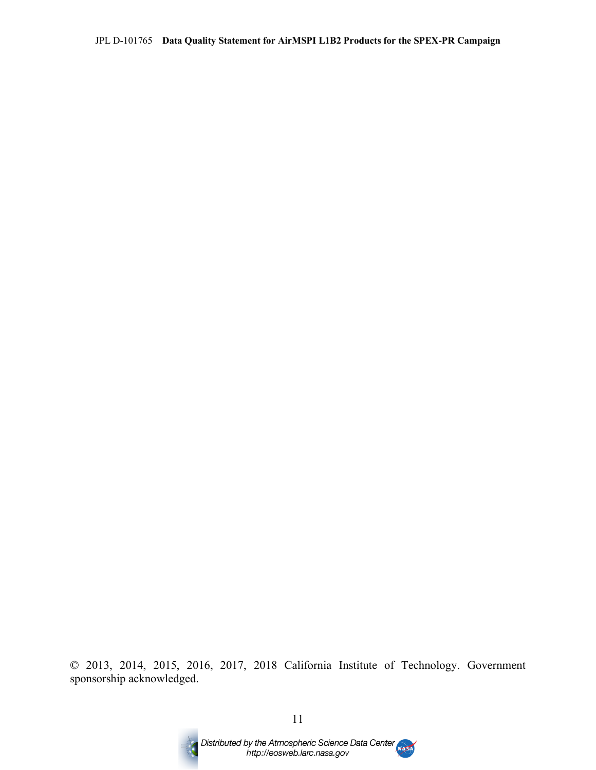© 2013, 2014, 2015, 2016, 2017, 2018 California Institute of Technology. Government sponsorship acknowledged.